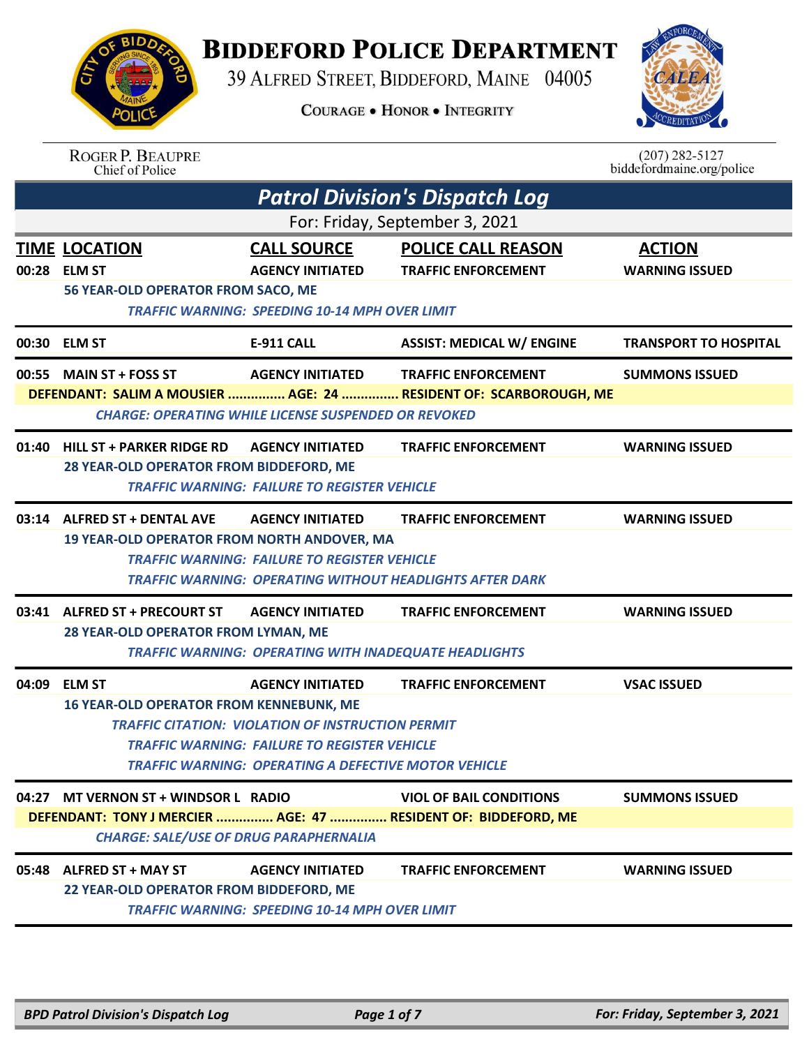# Biddeford Police Department

39 Alfred Street, Biddeford, Maine 04005

Courage • Honor • Integrity

Roger P. Beaupre
Chief of Police

(207) 282-5127
biddefordmaine.org/police

## Patrol Division's Dispatch Log

For: Friday, September 3, 2021

| TIME | LOCATION | CALL SOURCE | POLICE CALL REASON | ACTION |
|---|---|---|---|---|
| 00:28 | ELM ST | AGENCY INITIATED | TRAFFIC ENFORCEMENT | WARNING ISSUED |

56 YEAR-OLD OPERATOR FROM SACO, ME

*TRAFFIC WARNING: SPEEDING 10-14 MPH OVER LIMIT*

| TIME | LOCATION | CALL SOURCE | POLICE CALL REASON | ACTION |
|---|---|---|---|---|
| 00:30 | ELM ST | E-911 CALL | ASSIST: MEDICAL W/ ENGINE | TRANSPORT TO HOSPITAL |
| 00:55 | MAIN ST + FOSS ST | AGENCY INITIATED | TRAFFIC ENFORCEMENT | SUMMONS ISSUED |

DEFENDANT: SALIM A MOUSIER ............... AGE: 24 ............... RESIDENT OF: SCARBOROUGH, ME

*CHARGE: OPERATING WHILE LICENSE SUSPENDED OR REVOKED*

| TIME | LOCATION | CALL SOURCE | POLICE CALL REASON | ACTION |
|---|---|---|---|---|
| 01:40 | HILL ST + PARKER RIDGE RD | AGENCY INITIATED | TRAFFIC ENFORCEMENT | WARNING ISSUED |

28 YEAR-OLD OPERATOR FROM BIDDEFORD, ME

*TRAFFIC WARNING: FAILURE TO REGISTER VEHICLE*

| TIME | LOCATION | CALL SOURCE | POLICE CALL REASON | ACTION |
|---|---|---|---|---|
| 03:14 | ALFRED ST + DENTAL AVE | AGENCY INITIATED | TRAFFIC ENFORCEMENT | WARNING ISSUED |

19 YEAR-OLD OPERATOR FROM NORTH ANDOVER, MA

*TRAFFIC WARNING: FAILURE TO REGISTER VEHICLE*

*TRAFFIC WARNING: OPERATING WITHOUT HEADLIGHTS AFTER DARK*

| TIME | LOCATION | CALL SOURCE | POLICE CALL REASON | ACTION |
|---|---|---|---|---|
| 03:41 | ALFRED ST + PRECOURT ST | AGENCY INITIATED | TRAFFIC ENFORCEMENT | WARNING ISSUED |

28 YEAR-OLD OPERATOR FROM LYMAN, ME

*TRAFFIC WARNING: OPERATING WITH INADEQUATE HEADLIGHTS*

| TIME | LOCATION | CALL SOURCE | POLICE CALL REASON | ACTION |
|---|---|---|---|---|
| 04:09 | ELM ST | AGENCY INITIATED | TRAFFIC ENFORCEMENT | VSAC ISSUED |

16 YEAR-OLD OPERATOR FROM KENNEBUNK, ME

*TRAFFIC CITATION: VIOLATION OF INSTRUCTION PERMIT*

*TRAFFIC WARNING: FAILURE TO REGISTER VEHICLE*

*TRAFFIC WARNING: OPERATING A DEFECTIVE MOTOR VEHICLE*

| TIME | LOCATION | CALL SOURCE | POLICE CALL REASON | ACTION |
|---|---|---|---|---|
| 04:27 | MT VERNON ST + WINDSOR L | RADIO | VIOL OF BAIL CONDITIONS | SUMMONS ISSUED |

DEFENDANT: TONY J MERCIER ............... AGE: 47 ............... RESIDENT OF: BIDDEFORD, ME

*CHARGE: SALE/USE OF DRUG PARAPHERNALIA*

| TIME | LOCATION | CALL SOURCE | POLICE CALL REASON | ACTION |
|---|---|---|---|---|
| 05:48 | ALFRED ST + MAY ST | AGENCY INITIATED | TRAFFIC ENFORCEMENT | WARNING ISSUED |

22 YEAR-OLD OPERATOR FROM BIDDEFORD, ME

*TRAFFIC WARNING: SPEEDING 10-14 MPH OVER LIMIT*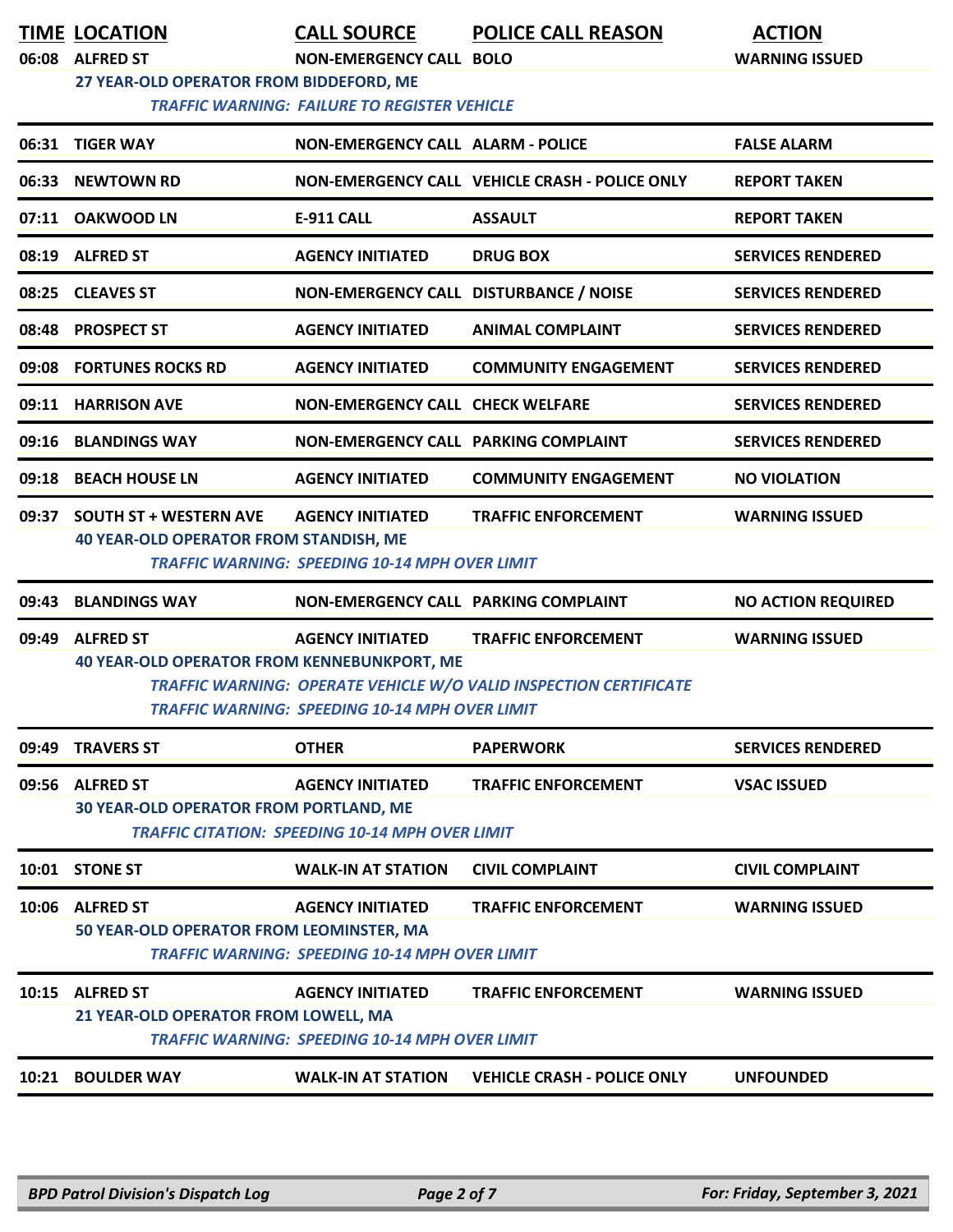| TIME | LOCATION | CALL SOURCE | POLICE CALL REASON | ACTION |
|---|---|---|---|---|
| 06:08 | ALFRED ST | NON-EMERGENCY CALL | BOLO | WARNING ISSUED |
| | 27 YEAR-OLD OPERATOR FROM BIDDEFORD, ME | | | |
| | *TRAFFIC WARNING: FAILURE TO REGISTER VEHICLE* | | | |
| 06:31 | TIGER WAY | NON-EMERGENCY CALL | ALARM - POLICE | FALSE ALARM |
| 06:33 | NEWTOWN RD | NON-EMERGENCY CALL | VEHICLE CRASH - POLICE ONLY | REPORT TAKEN |
| 07:11 | OAKWOOD LN | E-911 CALL | ASSAULT | REPORT TAKEN |
| 08:19 | ALFRED ST | AGENCY INITIATED | DRUG BOX | SERVICES RENDERED |
| 08:25 | CLEAVES ST | NON-EMERGENCY CALL | DISTURBANCE / NOISE | SERVICES RENDERED |
| 08:48 | PROSPECT ST | AGENCY INITIATED | ANIMAL COMPLAINT | SERVICES RENDERED |
| 09:08 | FORTUNES ROCKS RD | AGENCY INITIATED | COMMUNITY ENGAGEMENT | SERVICES RENDERED |
| 09:11 | HARRISON AVE | NON-EMERGENCY CALL | CHECK WELFARE | SERVICES RENDERED |
| 09:16 | BLANDINGS WAY | NON-EMERGENCY CALL | PARKING COMPLAINT | SERVICES RENDERED |
| 09:18 | BEACH HOUSE LN | AGENCY INITIATED | COMMUNITY ENGAGEMENT | NO VIOLATION |
| 09:37 | SOUTH ST + WESTERN AVE | AGENCY INITIATED | TRAFFIC ENFORCEMENT | WARNING ISSUED |
| | 40 YEAR-OLD OPERATOR FROM STANDISH, ME | | | |
| | *TRAFFIC WARNING: SPEEDING 10-14 MPH OVER LIMIT* | | | |
| 09:43 | BLANDINGS WAY | NON-EMERGENCY CALL | PARKING COMPLAINT | NO ACTION REQUIRED |
| 09:49 | ALFRED ST | AGENCY INITIATED | TRAFFIC ENFORCEMENT | WARNING ISSUED |
| | 40 YEAR-OLD OPERATOR FROM KENNEBUNKPORT, ME | | | |
| | *TRAFFIC WARNING: OPERATE VEHICLE W/O VALID INSPECTION CERTIFICATE* | | | |
| | *TRAFFIC WARNING: SPEEDING 10-14 MPH OVER LIMIT* | | | |
| 09:49 | TRAVERS ST | OTHER | PAPERWORK | SERVICES RENDERED |
| 09:56 | ALFRED ST | AGENCY INITIATED | TRAFFIC ENFORCEMENT | VSAC ISSUED |
| | 30 YEAR-OLD OPERATOR FROM PORTLAND, ME | | | |
| | *TRAFFIC CITATION: SPEEDING 10-14 MPH OVER LIMIT* | | | |
| 10:01 | STONE ST | WALK-IN AT STATION | CIVIL COMPLAINT | CIVIL COMPLAINT |
| 10:06 | ALFRED ST | AGENCY INITIATED | TRAFFIC ENFORCEMENT | WARNING ISSUED |
| | 50 YEAR-OLD OPERATOR FROM LEOMINSTER, MA | | | |
| | *TRAFFIC WARNING: SPEEDING 10-14 MPH OVER LIMIT* | | | |
| 10:15 | ALFRED ST | AGENCY INITIATED | TRAFFIC ENFORCEMENT | WARNING ISSUED |
| | 21 YEAR-OLD OPERATOR FROM LOWELL, MA | | | |
| | *TRAFFIC WARNING: SPEEDING 10-14 MPH OVER LIMIT* | | | |
| 10:21 | BOULDER WAY | WALK-IN AT STATION | VEHICLE CRASH - POLICE ONLY | UNFOUNDED |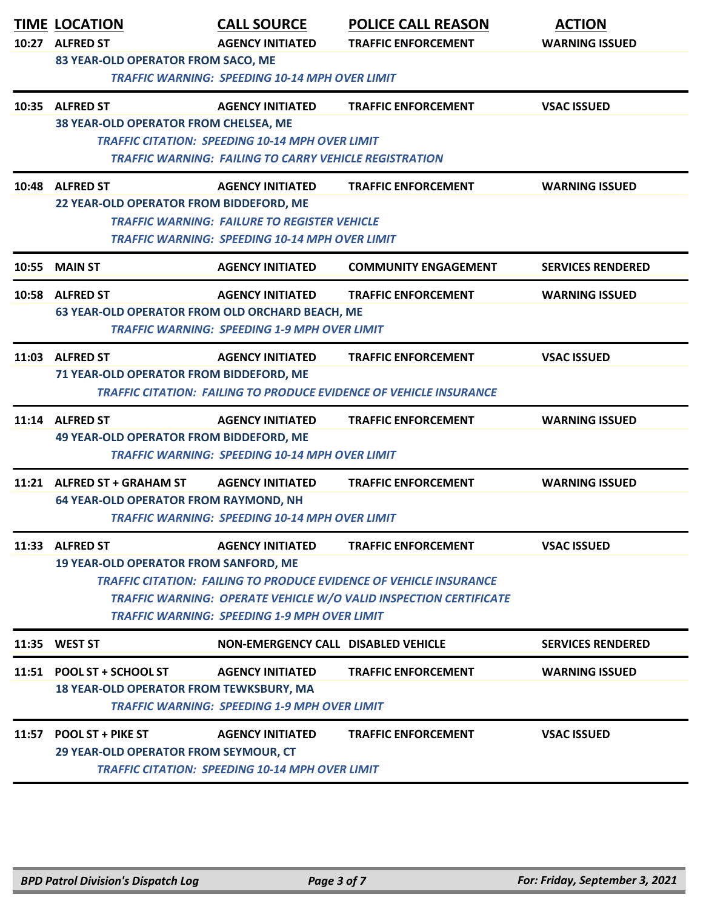| TIME | LOCATION | CALL SOURCE | POLICE CALL REASON | ACTION |
|---|---|---|---|---|
| 10:27 | ALFRED ST | AGENCY INITIATED | TRAFFIC ENFORCEMENT | WARNING ISSUED |
| | 83 YEAR-OLD OPERATOR FROM SACO, ME | | | |
| | *TRAFFIC WARNING: SPEEDING 10-14 MPH OVER LIMIT* | | | |
| 10:35 | ALFRED ST | AGENCY INITIATED | TRAFFIC ENFORCEMENT | VSAC ISSUED |
| | 38 YEAR-OLD OPERATOR FROM CHELSEA, ME | | | |
| | *TRAFFIC CITATION: SPEEDING 10-14 MPH OVER LIMIT* | | | |
| | *TRAFFIC WARNING: FAILING TO CARRY VEHICLE REGISTRATION* | | | |
| 10:48 | ALFRED ST | AGENCY INITIATED | TRAFFIC ENFORCEMENT | WARNING ISSUED |
| | 22 YEAR-OLD OPERATOR FROM BIDDEFORD, ME | | | |
| | *TRAFFIC WARNING: FAILURE TO REGISTER VEHICLE* | | | |
| | *TRAFFIC WARNING: SPEEDING 10-14 MPH OVER LIMIT* | | | |
| 10:55 | MAIN ST | AGENCY INITIATED | COMMUNITY ENGAGEMENT | SERVICES RENDERED |
| 10:58 | ALFRED ST | AGENCY INITIATED | TRAFFIC ENFORCEMENT | WARNING ISSUED |
| | 63 YEAR-OLD OPERATOR FROM OLD ORCHARD BEACH, ME | | | |
| | *TRAFFIC WARNING: SPEEDING 1-9 MPH OVER LIMIT* | | | |
| 11:03 | ALFRED ST | AGENCY INITIATED | TRAFFIC ENFORCEMENT | VSAC ISSUED |
| | 71 YEAR-OLD OPERATOR FROM BIDDEFORD, ME | | | |
| | *TRAFFIC CITATION: FAILING TO PRODUCE EVIDENCE OF VEHICLE INSURANCE* | | | |
| 11:14 | ALFRED ST | AGENCY INITIATED | TRAFFIC ENFORCEMENT | WARNING ISSUED |
| | 49 YEAR-OLD OPERATOR FROM BIDDEFORD, ME | | | |
| | *TRAFFIC WARNING: SPEEDING 10-14 MPH OVER LIMIT* | | | |
| 11:21 | ALFRED ST + GRAHAM ST | AGENCY INITIATED | TRAFFIC ENFORCEMENT | WARNING ISSUED |
| | 64 YEAR-OLD OPERATOR FROM RAYMOND, NH | | | |
| | *TRAFFIC WARNING: SPEEDING 10-14 MPH OVER LIMIT* | | | |
| 11:33 | ALFRED ST | AGENCY INITIATED | TRAFFIC ENFORCEMENT | VSAC ISSUED |
| | 19 YEAR-OLD OPERATOR FROM SANFORD, ME | | | |
| | *TRAFFIC CITATION: FAILING TO PRODUCE EVIDENCE OF VEHICLE INSURANCE* | | | |
| | *TRAFFIC WARNING: OPERATE VEHICLE W/O VALID INSPECTION CERTIFICATE* | | | |
| | *TRAFFIC WARNING: SPEEDING 1-9 MPH OVER LIMIT* | | | |
| 11:35 | WEST ST | NON-EMERGENCY CALL | DISABLED VEHICLE | SERVICES RENDERED |
| 11:51 | POOL ST + SCHOOL ST | AGENCY INITIATED | TRAFFIC ENFORCEMENT | WARNING ISSUED |
| | 18 YEAR-OLD OPERATOR FROM TEWKSBURY, MA | | | |
| | *TRAFFIC WARNING: SPEEDING 1-9 MPH OVER LIMIT* | | | |
| 11:57 | POOL ST + PIKE ST | AGENCY INITIATED | TRAFFIC ENFORCEMENT | VSAC ISSUED |
| | 29 YEAR-OLD OPERATOR FROM SEYMOUR, CT | | | |
| | *TRAFFIC CITATION: SPEEDING 10-14 MPH OVER LIMIT* | | | |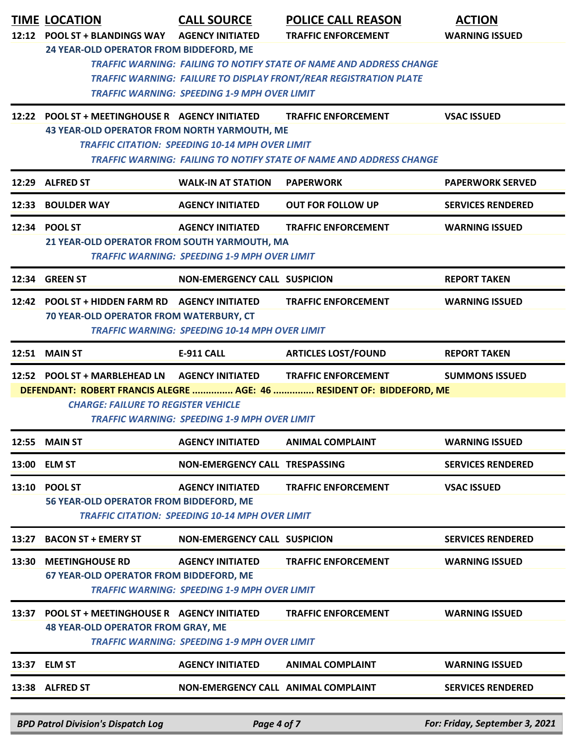| TIME | LOCATION | CALL SOURCE | POLICE CALL REASON | ACTION |
|---|---|---|---|---|
| 12:12 | POOL ST + BLANDINGS WAY | AGENCY INITIATED | TRAFFIC ENFORCEMENT | WARNING ISSUED |
| | 24 YEAR-OLD OPERATOR FROM BIDDEFORD, ME | | | |
| | | *TRAFFIC WARNING: FAILING TO NOTIFY STATE OF NAME AND ADDRESS CHANGE* | | |
| | | *TRAFFIC WARNING: FAILURE TO DISPLAY FRONT/REAR REGISTRATION PLATE* | | |
| | | *TRAFFIC WARNING: SPEEDING 1-9 MPH OVER LIMIT* | | |
| 12:22 | POOL ST + MEETINGHOUSE R | AGENCY INITIATED | TRAFFIC ENFORCEMENT | VSAC ISSUED |
| | 43 YEAR-OLD OPERATOR FROM NORTH YARMOUTH, ME | | | |
| | | *TRAFFIC CITATION: SPEEDING 10-14 MPH OVER LIMIT* | | |
| | | *TRAFFIC WARNING: FAILING TO NOTIFY STATE OF NAME AND ADDRESS CHANGE* | | |
| 12:29 | ALFRED ST | WALK-IN AT STATION | PAPERWORK | PAPERWORK SERVED |
| 12:33 | BOULDER WAY | AGENCY INITIATED | OUT FOR FOLLOW UP | SERVICES RENDERED |
| 12:34 | POOL ST | AGENCY INITIATED | TRAFFIC ENFORCEMENT | WARNING ISSUED |
| | 21 YEAR-OLD OPERATOR FROM SOUTH YARMOUTH, MA | | | |
| | | *TRAFFIC WARNING: SPEEDING 1-9 MPH OVER LIMIT* | | |
| 12:34 | GREEN ST | NON-EMERGENCY CALL | SUSPICION | REPORT TAKEN |
| 12:42 | POOL ST + HIDDEN FARM RD | AGENCY INITIATED | TRAFFIC ENFORCEMENT | WARNING ISSUED |
| | 70 YEAR-OLD OPERATOR FROM WATERBURY, CT | | | |
| | | *TRAFFIC WARNING: SPEEDING 10-14 MPH OVER LIMIT* | | |
| 12:51 | MAIN ST | E-911 CALL | ARTICLES LOST/FOUND | REPORT TAKEN |
| 12:52 | POOL ST + MARBLEHEAD LN | AGENCY INITIATED | TRAFFIC ENFORCEMENT | SUMMONS ISSUED |
| | DEFENDANT: ROBERT FRANCIS ALEGRE ............... AGE: 46 ............... RESIDENT OF: BIDDEFORD, ME | | | |
| | *CHARGE: FAILURE TO REGISTER VEHICLE* | | | |
| | | *TRAFFIC WARNING: SPEEDING 1-9 MPH OVER LIMIT* | | |
| 12:55 | MAIN ST | AGENCY INITIATED | ANIMAL COMPLAINT | WARNING ISSUED |
| 13:00 | ELM ST | NON-EMERGENCY CALL | TRESPASSING | SERVICES RENDERED |
| 13:10 | POOL ST | AGENCY INITIATED | TRAFFIC ENFORCEMENT | VSAC ISSUED |
| | 56 YEAR-OLD OPERATOR FROM BIDDEFORD, ME | | | |
| | | *TRAFFIC CITATION: SPEEDING 10-14 MPH OVER LIMIT* | | |
| 13:27 | BACON ST + EMERY ST | NON-EMERGENCY CALL | SUSPICION | SERVICES RENDERED |
| 13:30 | MEETINGHOUSE RD | AGENCY INITIATED | TRAFFIC ENFORCEMENT | WARNING ISSUED |
| | 67 YEAR-OLD OPERATOR FROM BIDDEFORD, ME | | | |
| | | *TRAFFIC WARNING: SPEEDING 1-9 MPH OVER LIMIT* | | |
| 13:37 | POOL ST + MEETINGHOUSE R | AGENCY INITIATED | TRAFFIC ENFORCEMENT | WARNING ISSUED |
| | 48 YEAR-OLD OPERATOR FROM GRAY, ME | | | |
| | | *TRAFFIC WARNING: SPEEDING 1-9 MPH OVER LIMIT* | | |
| 13:37 | ELM ST | AGENCY INITIATED | ANIMAL COMPLAINT | WARNING ISSUED |
| 13:38 | ALFRED ST | NON-EMERGENCY CALL | ANIMAL COMPLAINT | SERVICES RENDERED |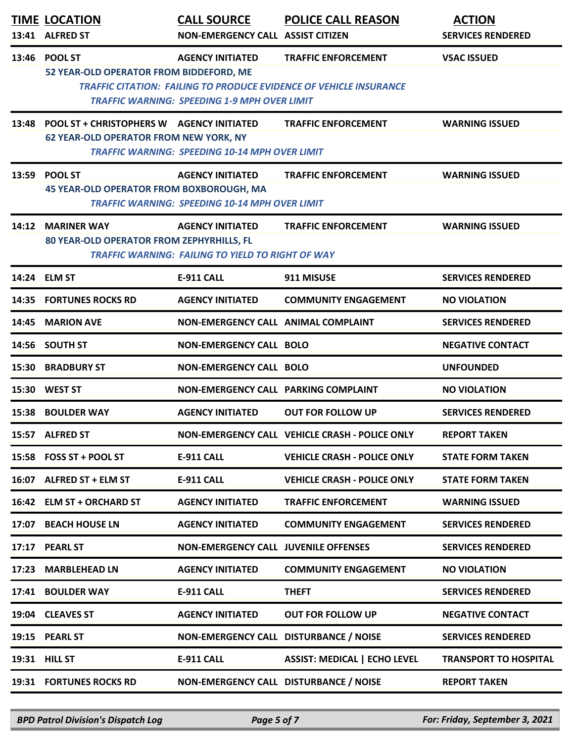| TIME | LOCATION | CALL SOURCE | POLICE CALL REASON | ACTION |
|---|---|---|---|---|
| 13:41 | ALFRED ST | NON-EMERGENCY CALL | ASSIST CITIZEN | SERVICES RENDERED |
| 13:46 | POOL ST | AGENCY INITIATED | TRAFFIC ENFORCEMENT | VSAC ISSUED |
| | 52 YEAR-OLD OPERATOR FROM BIDDEFORD, ME | | | |
| | *TRAFFIC CITATION: FAILING TO PRODUCE EVIDENCE OF VEHICLE INSURANCE* | | | |
| | *TRAFFIC WARNING: SPEEDING 1-9 MPH OVER LIMIT* | | | |
| 13:48 | POOL ST + CHRISTOPHERS W | AGENCY INITIATED | TRAFFIC ENFORCEMENT | WARNING ISSUED |
| | 62 YEAR-OLD OPERATOR FROM NEW YORK, NY | | | |
| | *TRAFFIC WARNING: SPEEDING 10-14 MPH OVER LIMIT* | | | |
| 13:59 | POOL ST | AGENCY INITIATED | TRAFFIC ENFORCEMENT | WARNING ISSUED |
| | 45 YEAR-OLD OPERATOR FROM BOXBOROUGH, MA | | | |
| | *TRAFFIC WARNING: SPEEDING 10-14 MPH OVER LIMIT* | | | |
| 14:12 | MARINER WAY | AGENCY INITIATED | TRAFFIC ENFORCEMENT | WARNING ISSUED |
| | 80 YEAR-OLD OPERATOR FROM ZEPHYRHILLS, FL | | | |
| | *TRAFFIC WARNING: FAILING TO YIELD TO RIGHT OF WAY* | | | |
| 14:24 | ELM ST | E-911 CALL | 911 MISUSE | SERVICES RENDERED |
| 14:35 | FORTUNES ROCKS RD | AGENCY INITIATED | COMMUNITY ENGAGEMENT | NO VIOLATION |
| 14:45 | MARION AVE | NON-EMERGENCY CALL | ANIMAL COMPLAINT | SERVICES RENDERED |
| 14:56 | SOUTH ST | NON-EMERGENCY CALL | BOLO | NEGATIVE CONTACT |
| 15:30 | BRADBURY ST | NON-EMERGENCY CALL | BOLO | UNFOUNDED |
| 15:30 | WEST ST | NON-EMERGENCY CALL | PARKING COMPLAINT | NO VIOLATION |
| 15:38 | BOULDER WAY | AGENCY INITIATED | OUT FOR FOLLOW UP | SERVICES RENDERED |
| 15:57 | ALFRED ST | NON-EMERGENCY CALL | VEHICLE CRASH - POLICE ONLY | REPORT TAKEN |
| 15:58 | FOSS ST + POOL ST | E-911 CALL | VEHICLE CRASH - POLICE ONLY | STATE FORM TAKEN |
| 16:07 | ALFRED ST + ELM ST | E-911 CALL | VEHICLE CRASH - POLICE ONLY | STATE FORM TAKEN |
| 16:42 | ELM ST + ORCHARD ST | AGENCY INITIATED | TRAFFIC ENFORCEMENT | WARNING ISSUED |
| 17:07 | BEACH HOUSE LN | AGENCY INITIATED | COMMUNITY ENGAGEMENT | SERVICES RENDERED |
| 17:17 | PEARL ST | NON-EMERGENCY CALL | JUVENILE OFFENSES | SERVICES RENDERED |
| 17:23 | MARBLEHEAD LN | AGENCY INITIATED | COMMUNITY ENGAGEMENT | NO VIOLATION |
| 17:41 | BOULDER WAY | E-911 CALL | THEFT | SERVICES RENDERED |
| 19:04 | CLEAVES ST | AGENCY INITIATED | OUT FOR FOLLOW UP | NEGATIVE CONTACT |
| 19:15 | PEARL ST | NON-EMERGENCY CALL | DISTURBANCE / NOISE | SERVICES RENDERED |
| 19:31 | HILL ST | E-911 CALL | ASSIST: MEDICAL \| ECHO LEVEL | TRANSPORT TO HOSPITAL |
| 19:31 | FORTUNES ROCKS RD | NON-EMERGENCY CALL | DISTURBANCE / NOISE | REPORT TAKEN |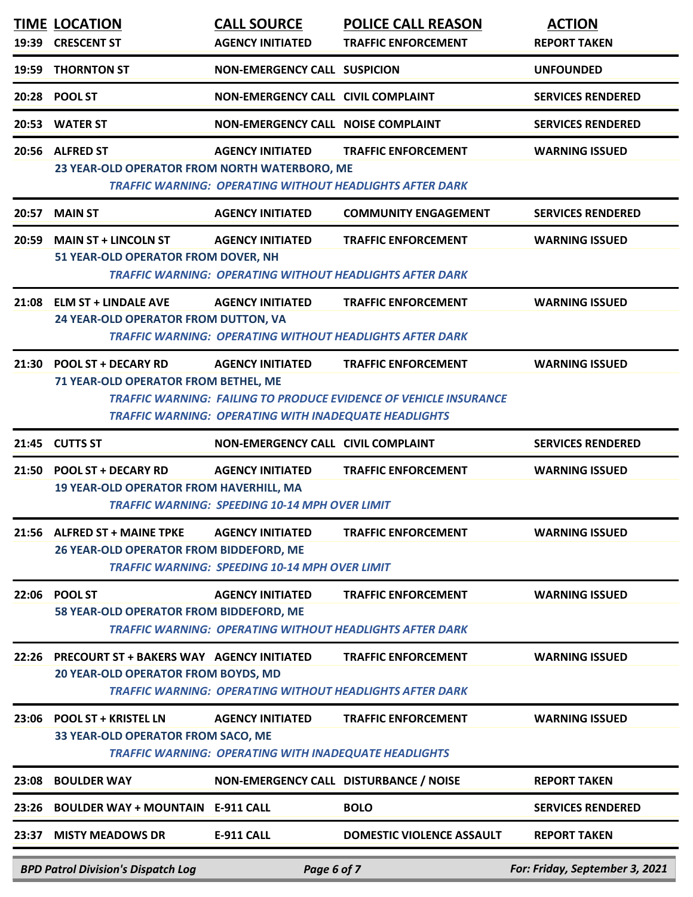| TIME | LOCATION | CALL SOURCE | POLICE CALL REASON | ACTION |
|---|---|---|---|---|
| 19:39 | CRESCENT ST | AGENCY INITIATED | TRAFFIC ENFORCEMENT | REPORT TAKEN |
| 19:59 | THORNTON ST | NON-EMERGENCY CALL | SUSPICION | UNFOUNDED |
| 20:28 | POOL ST | NON-EMERGENCY CALL | CIVIL COMPLAINT | SERVICES RENDERED |
| 20:53 | WATER ST | NON-EMERGENCY CALL | NOISE COMPLAINT | SERVICES RENDERED |
| 20:56 | ALFRED ST | AGENCY INITIATED | TRAFFIC ENFORCEMENT | WARNING ISSUED |
| | 23 YEAR-OLD OPERATOR FROM NORTH WATERBORO, ME | | | |
| | | *TRAFFIC WARNING: OPERATING WITHOUT HEADLIGHTS AFTER DARK* | | |
| 20:57 | MAIN ST | AGENCY INITIATED | COMMUNITY ENGAGEMENT | SERVICES RENDERED |
| 20:59 | MAIN ST + LINCOLN ST | AGENCY INITIATED | TRAFFIC ENFORCEMENT | WARNING ISSUED |
| | 51 YEAR-OLD OPERATOR FROM DOVER, NH | | | |
| | | *TRAFFIC WARNING: OPERATING WITHOUT HEADLIGHTS AFTER DARK* | | |
| 21:08 | ELM ST + LINDALE AVE | AGENCY INITIATED | TRAFFIC ENFORCEMENT | WARNING ISSUED |
| | 24 YEAR-OLD OPERATOR FROM DUTTON, VA | | | |
| | | *TRAFFIC WARNING: OPERATING WITHOUT HEADLIGHTS AFTER DARK* | | |
| 21:30 | POOL ST + DECARY RD | AGENCY INITIATED | TRAFFIC ENFORCEMENT | WARNING ISSUED |
| | 71 YEAR-OLD OPERATOR FROM BETHEL, ME | | | |
| | | *TRAFFIC WARNING: FAILING TO PRODUCE EVIDENCE OF VEHICLE INSURANCE* | | |
| | | *TRAFFIC WARNING: OPERATING WITH INADEQUATE HEADLIGHTS* | | |
| 21:45 | CUTTS ST | NON-EMERGENCY CALL | CIVIL COMPLAINT | SERVICES RENDERED |
| 21:50 | POOL ST + DECARY RD | AGENCY INITIATED | TRAFFIC ENFORCEMENT | WARNING ISSUED |
| | 19 YEAR-OLD OPERATOR FROM HAVERHILL, MA | | | |
| | | *TRAFFIC WARNING: SPEEDING 10-14 MPH OVER LIMIT* | | |
| 21:56 | ALFRED ST + MAINE TPKE | AGENCY INITIATED | TRAFFIC ENFORCEMENT | WARNING ISSUED |
| | 26 YEAR-OLD OPERATOR FROM BIDDEFORD, ME | | | |
| | | *TRAFFIC WARNING: SPEEDING 10-14 MPH OVER LIMIT* | | |
| 22:06 | POOL ST | AGENCY INITIATED | TRAFFIC ENFORCEMENT | WARNING ISSUED |
| | 58 YEAR-OLD OPERATOR FROM BIDDEFORD, ME | | | |
| | | *TRAFFIC WARNING: OPERATING WITHOUT HEADLIGHTS AFTER DARK* | | |
| 22:26 | PRECOURT ST + BAKERS WAY | AGENCY INITIATED | TRAFFIC ENFORCEMENT | WARNING ISSUED |
| | 20 YEAR-OLD OPERATOR FROM BOYDS, MD | | | |
| | | *TRAFFIC WARNING: OPERATING WITHOUT HEADLIGHTS AFTER DARK* | | |
| 23:06 | POOL ST + KRISTEL LN | AGENCY INITIATED | TRAFFIC ENFORCEMENT | WARNING ISSUED |
| | 33 YEAR-OLD OPERATOR FROM SACO, ME | | | |
| | | *TRAFFIC WARNING: OPERATING WITH INADEQUATE HEADLIGHTS* | | |
| 23:08 | BOULDER WAY | NON-EMERGENCY CALL | DISTURBANCE / NOISE | REPORT TAKEN |
| 23:26 | BOULDER WAY + MOUNTAIN | E-911 CALL | BOLO | SERVICES RENDERED |
| 23:37 | MISTY MEADOWS DR | E-911 CALL | DOMESTIC VIOLENCE ASSAULT | REPORT TAKEN |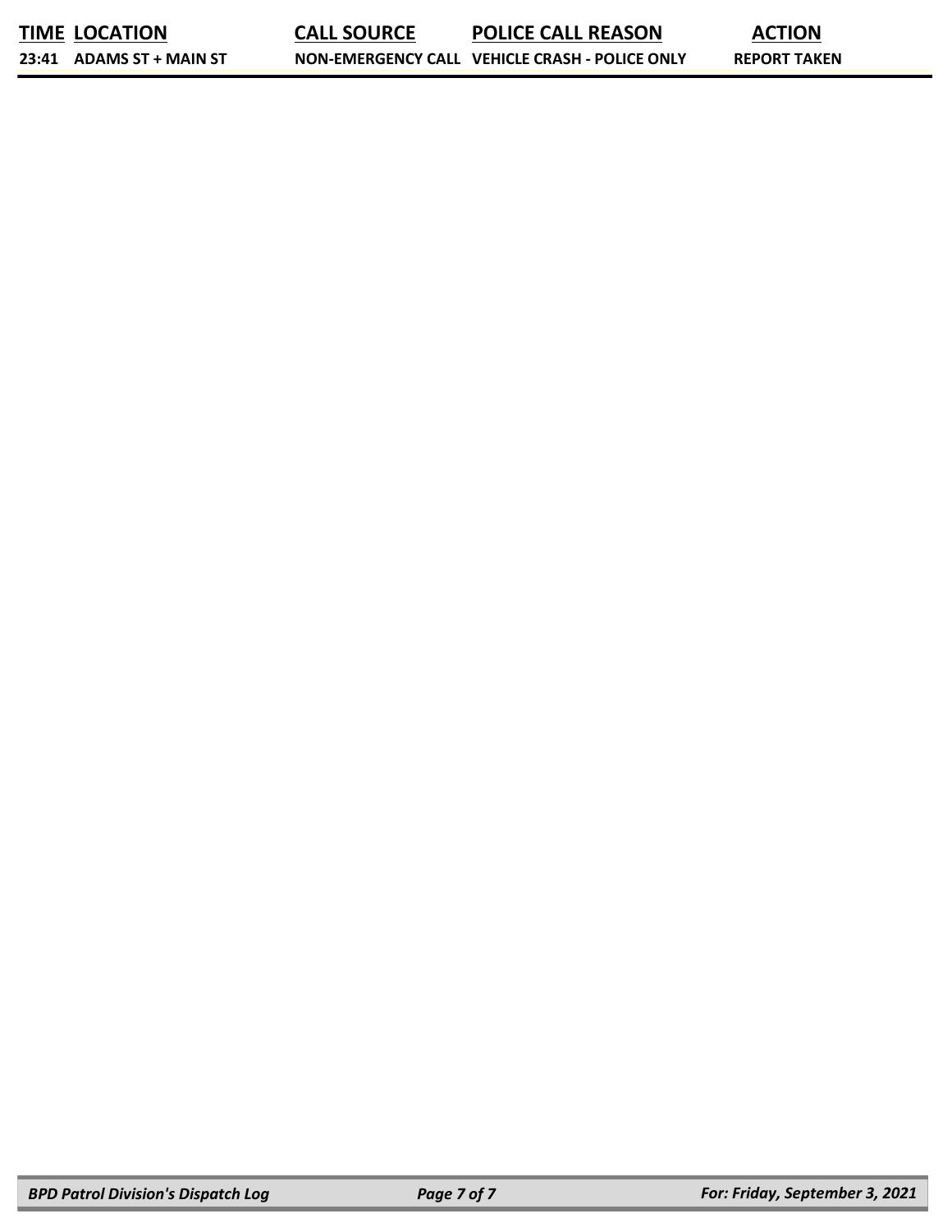| TIME | LOCATION | CALL SOURCE | POLICE CALL REASON | ACTION |
| --- | --- | --- | --- | --- |
| 23:41 | ADAMS ST + MAIN ST | NON-EMERGENCY CALL | VEHICLE CRASH - POLICE ONLY | REPORT TAKEN |